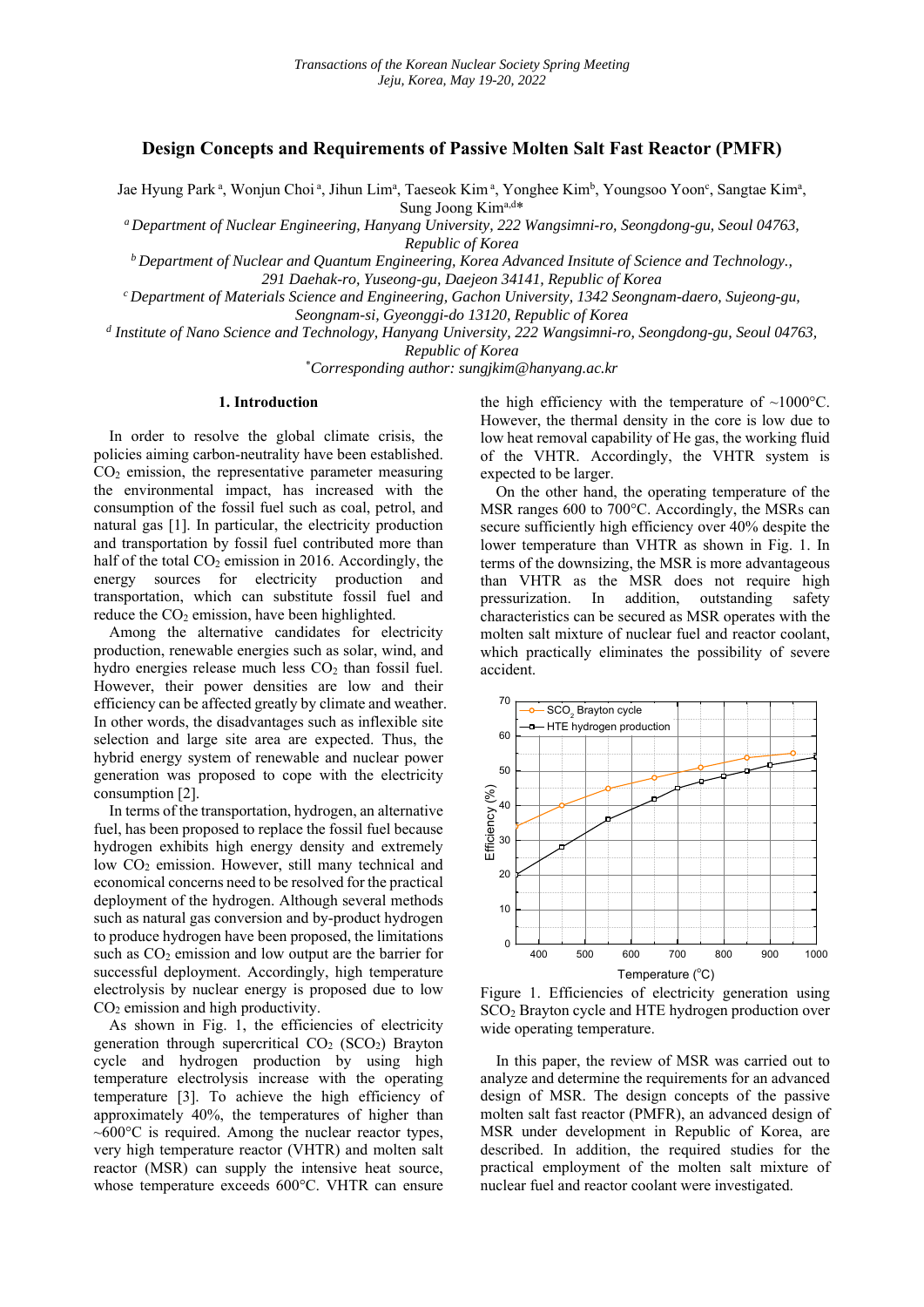# Design Concepts and Requirements of Passive Molten Salt Fast Reactor (PMFR)

Jae Hyung Park [a], Wonjun Choi [a], Jihun Lim[a], Taeseok Kim [a], Yonghee Kim[b], Youngsoo Yoon[c], Sangtae Kim[a], Sung Joong Kim[a,d]*

[a] *Department of Nuclear Engineering, Hanyang University, 222 Wangsimni-ro, Seongdong-gu, Seoul 04763, Republic of Korea*

[b] *Department of Nuclear and Quantum Engineering, Korea Advanced Insitute of Science and Technology., 291 Daehak-ro, Yuseong-gu, Daejeon 34141, Republic of Korea*

[c] *Department of Materials Science and Engineering, Gachon University, 1342 Seongnam-daero, Sujeong-gu, Seongnam-si, Gyeonggi-do 13120, Republic of Korea*

[d] *Institute of Nano Science and Technology, Hanyang University, 222 Wangsimni-ro, Seongdong-gu, Seoul 04763, Republic of Korea*

*Corresponding author: sungjkim@hanyang.ac.kr*

## 1. Introduction

In order to resolve the global climate crisis, the policies aiming carbon-neutrality have been established. $CO_2$ emission, the representative parameter measuring the environmental impact, has increased with the consumption of the fossil fuel such as coal, petrol, and natural gas [1]. In particular, the electricity production and transportation by fossil fuel contributed more than half of the total $CO_2$ emission in 2016. Accordingly, the energy sources for electricity production and transportation, which can substitute fossil fuel and reduce the $CO_2$ emission, have been highlighted.

Among the alternative candidates for electricity production, renewable energies such as solar, wind, and hydro energies release much less $CO_2$ than fossil fuel. However, their power densities are low and their efficiency can be affected greatly by climate and weather. In other words, the disadvantages such as inflexible site selection and large site area are expected. Thus, the hybrid energy system of renewable and nuclear power generation was proposed to cope with the electricity consumption [2].

In terms of the transportation, hydrogen, an alternative fuel, has been proposed to replace the fossil fuel because hydrogen exhibits high energy density and extremely low $CO_2$ emission. However, still many technical and economical concerns need to be resolved for the practical deployment of the hydrogen. Although several methods such as natural gas conversion and by-product hydrogen to produce hydrogen have been proposed, the limitations such as $CO_2$ emission and low output are the barrier for successful deployment. Accordingly, high temperature electrolysis by nuclear energy is proposed due to low $CO_2$ emission and high productivity.

As shown in Fig. 1, the efficiencies of electricity generation through supercritical $CO_2$ ($SCO_2$) Brayton cycle and hydrogen production by using high temperature electrolysis increase with the operating temperature [3]. To achieve the high efficiency of approximately 40%, the temperatures of higher than ~600°C is required. Among the nuclear reactor types, very high temperature reactor (VHTR) and molten salt reactor (MSR) can supply the intensive heat source, whose temperature exceeds 600°C. VHTR can ensure the high efficiency with the temperature of ~1000°C. However, the thermal density in the core is low due to low heat removal capability of He gas, the working fluid of the VHTR. Accordingly, the VHTR system is expected to be larger.

On the other hand, the operating temperature of the MSR ranges 600 to 700°C. Accordingly, the MSRs can secure sufficiently high efficiency over 40% despite the lower temperature than VHTR as shown in Fig. 1. In terms of the downsizing, the MSR is more advantageous than VHTR as the MSR does not require high pressurization. In addition, outstanding safety characteristics can be secured as MSR operates with the molten salt mixture of nuclear fuel and reactor coolant, which practically eliminates the possibility of severe accident.

Figure 1. Efficiencies of electricity generation using $SCO_2$ Brayton cycle and HTE hydrogen production over wide operating temperature.

In this paper, the review of MSR was carried out to analyze and determine the requirements for an advanced design of MSR. The design concepts of the passive molten salt fast reactor (PMFR), an advanced design of MSR under development in Republic of Korea, are described. In addition, the required studies for the practical employment of the molten salt mixture of nuclear fuel and reactor coolant were investigated.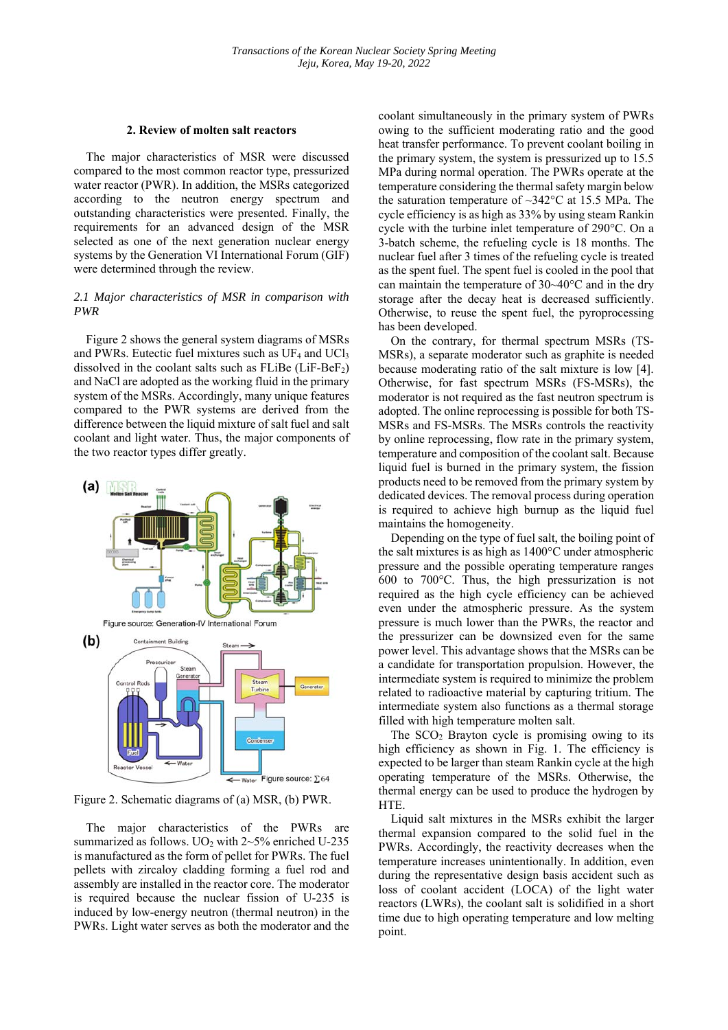## 2. Review of molten salt reactors

The major characteristics of MSR were discussed compared to the most common reactor type, pressurized water reactor (PWR). In addition, the MSRs categorized according to the neutron energy spectrum and outstanding characteristics were presented. Finally, the requirements for an advanced design of the MSR selected as one of the next generation nuclear energy systems by the Generation VI International Forum (GIF) were determined through the review.

### *2.1 Major characteristics of MSR in comparison with PWR*

Figure 2 shows the general system diagrams of MSRs and PWRs. Eutectic fuel mixtures such as $UF_4$ and $UCl_3$ dissolved in the coolant salts such as FLiBe ($LiF$-$BeF_2$) and NaCl are adopted as the working fluid in the primary system of the MSRs. Accordingly, many unique features compared to the PWR systems are derived from the difference between the liquid mixture of salt fuel and salt coolant and light water. Thus, the major components of the two reactor types differ greatly.

Figure 2. Schematic diagrams of (a) MSR, (b) PWR.

The major characteristics of the PWRs are summarized as follows. $UO_2$ with 2~5% enriched U-235 is manufactured as the form of pellet for PWRs. The fuel pellets with zircaloy cladding forming a fuel rod and assembly are installed in the reactor core. The moderator is required because the nuclear fission of U-235 is induced by low-energy neutron (thermal neutron) in the PWRs. Light water serves as both the moderator and the coolant simultaneously in the primary system of PWRs owing to the sufficient moderating ratio and the good heat transfer performance. To prevent coolant boiling in the primary system, the system is pressurized up to 15.5 MPa during normal operation. The PWRs operate at the temperature considering the thermal safety margin below the saturation temperature of ~342°C at 15.5 MPa. The cycle efficiency is as high as 33% by using steam Rankin cycle with the turbine inlet temperature of 290°C. On a 3-batch scheme, the refueling cycle is 18 months. The nuclear fuel after 3 times of the refueling cycle is treated as the spent fuel. The spent fuel is cooled in the pool that can maintain the temperature of 30~40°C and in the dry storage after the decay heat is decreased sufficiently. Otherwise, to reuse the spent fuel, the pyroprocessing has been developed.

On the contrary, for thermal spectrum MSRs (TS-MSRs), a separate moderator such as graphite is needed because moderating ratio of the salt mixture is low [4]. Otherwise, for fast spectrum MSRs (FS-MSRs), the moderator is not required as the fast neutron spectrum is adopted. The online reprocessing is possible for both TS-MSRs and FS-MSRs. The MSRs controls the reactivity by online reprocessing, flow rate in the primary system, temperature and composition of the coolant salt. Because liquid fuel is burned in the primary system, the fission products need to be removed from the primary system by dedicated devices. The removal process during operation is required to achieve high burnup as the liquid fuel maintains the homogeneity.

Depending on the type of fuel salt, the boiling point of the salt mixtures is as high as 1400°C under atmospheric pressure and the possible operating temperature ranges 600 to 700°C. Thus, the high pressurization is not required as the high cycle efficiency can be achieved even under the atmospheric pressure. As the system pressure is much lower than the PWRs, the reactor and the pressurizer can be downsized even for the same power level. This advantage shows that the MSRs can be a candidate for transportation propulsion. However, the intermediate system is required to minimize the problem related to radioactive material by capturing tritium. The intermediate system also functions as a thermal storage filled with high temperature molten salt.

The $SCO_2$ Brayton cycle is promising owing to its high efficiency as shown in Fig. 1. The efficiency is expected to be larger than steam Rankin cycle at the high operating temperature of the MSRs. Otherwise, the thermal energy can be used to produce the hydrogen by HTE.

Liquid salt mixtures in the MSRs exhibit the larger thermal expansion compared to the solid fuel in the PWRs. Accordingly, the reactivity decreases when the temperature increases unintentionally. In addition, even during the representative design basis accident such as loss of coolant accident (LOCA) of the light water reactors (LWRs), the coolant salt is solidified in a short time due to high operating temperature and low melting point.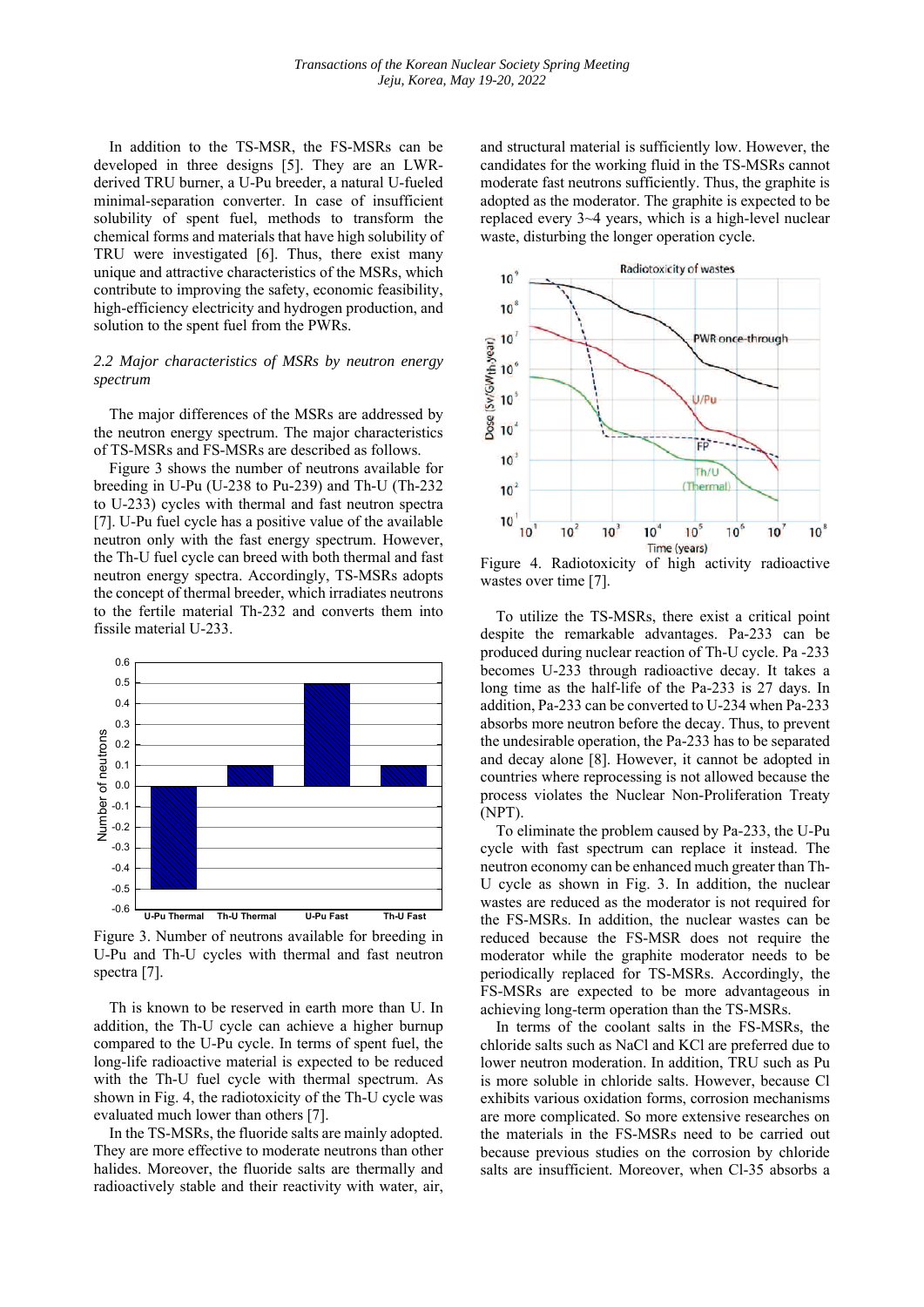In addition to the TS-MSR, the FS-MSRs can be developed in three designs [5]. They are an LWR-derived TRU burner, a U-Pu breeder, a natural U-fueled minimal-separation converter. In case of insufficient solubility of spent fuel, methods to transform the chemical forms and materials that have high solubility of TRU were investigated [6]. Thus, there exist many unique and attractive characteristics of the MSRs, which contribute to improving the safety, economic feasibility, high-efficiency electricity and hydrogen production, and solution to the spent fuel from the PWRs.

### *2.2 Major characteristics of MSRs by neutron energy spectrum*

The major differences of the MSRs are addressed by the neutron energy spectrum. The major characteristics of TS-MSRs and FS-MSRs are described as follows.

Figure 3 shows the number of neutrons available for breeding in U-Pu (U-238 to Pu-239) and Th-U (Th-232 to U-233) cycles with thermal and fast neutron spectra [7]. U-Pu fuel cycle has a positive value of the available neutron only with the fast energy spectrum. However, the Th-U fuel cycle can breed with both thermal and fast neutron energy spectra. Accordingly, TS-MSRs adopts the concept of thermal breeder, which irradiates neutrons to the fertile material Th-232 and converts them into fissile material U-233.

Figure 3. Number of neutrons available for breeding in U-Pu and Th-U cycles with thermal and fast neutron spectra [7].

Th is known to be reserved in earth more than U. In addition, the Th-U cycle can achieve a higher burnup compared to the U-Pu cycle. In terms of spent fuel, the long-life radioactive material is expected to be reduced with the Th-U fuel cycle with thermal spectrum. As shown in Fig. 4, the radiotoxicity of the Th-U cycle was evaluated much lower than others [7].

In the TS-MSRs, the fluoride salts are mainly adopted. They are more effective to moderate neutrons than other halides. Moreover, the fluoride salts are thermally and radioactively stable and their reactivity with water, air, and structural material is sufficiently low. However, the candidates for the working fluid in the TS-MSRs cannot moderate fast neutrons sufficiently. Thus, the graphite is adopted as the moderator. The graphite is expected to be replaced every 3~4 years, which is a high-level nuclear waste, disturbing the longer operation cycle.

Figure 4. Radiotoxicity of high activity radioactive wastes over time [7].

To utilize the TS-MSRs, there exist a critical point despite the remarkable advantages. Pa-233 can be produced during nuclear reaction of Th-U cycle. Pa -233 becomes U-233 through radioactive decay. It takes a long time as the half-life of the Pa-233 is 27 days. In addition, Pa-233 can be converted to U-234 when Pa-233 absorbs more neutron before the decay. Thus, to prevent the undesirable operation, the Pa-233 has to be separated and decay alone [8]. However, it cannot be adopted in countries where reprocessing is not allowed because the process violates the Nuclear Non-Proliferation Treaty (NPT).

To eliminate the problem caused by Pa-233, the U-Pu cycle with fast spectrum can replace it instead. The neutron economy can be enhanced much greater than Th-U cycle as shown in Fig. 3. In addition, the nuclear wastes are reduced as the moderator is not required for the FS-MSRs. In addition, the nuclear wastes can be reduced because the FS-MSR does not require the moderator while the graphite moderator needs to be periodically replaced for TS-MSRs. Accordingly, the FS-MSRs are expected to be more advantageous in achieving long-term operation than the TS-MSRs.

In terms of the coolant salts in the FS-MSRs, the chloride salts such as NaCl and KCl are preferred due to lower neutron moderation. In addition, TRU such as Pu is more soluble in chloride salts. However, because Cl exhibits various oxidation forms, corrosion mechanisms are more complicated. So more extensive researches on the materials in the FS-MSRs need to be carried out because previous studies on the corrosion by chloride salts are insufficient. Moreover, when Cl-35 absorbs a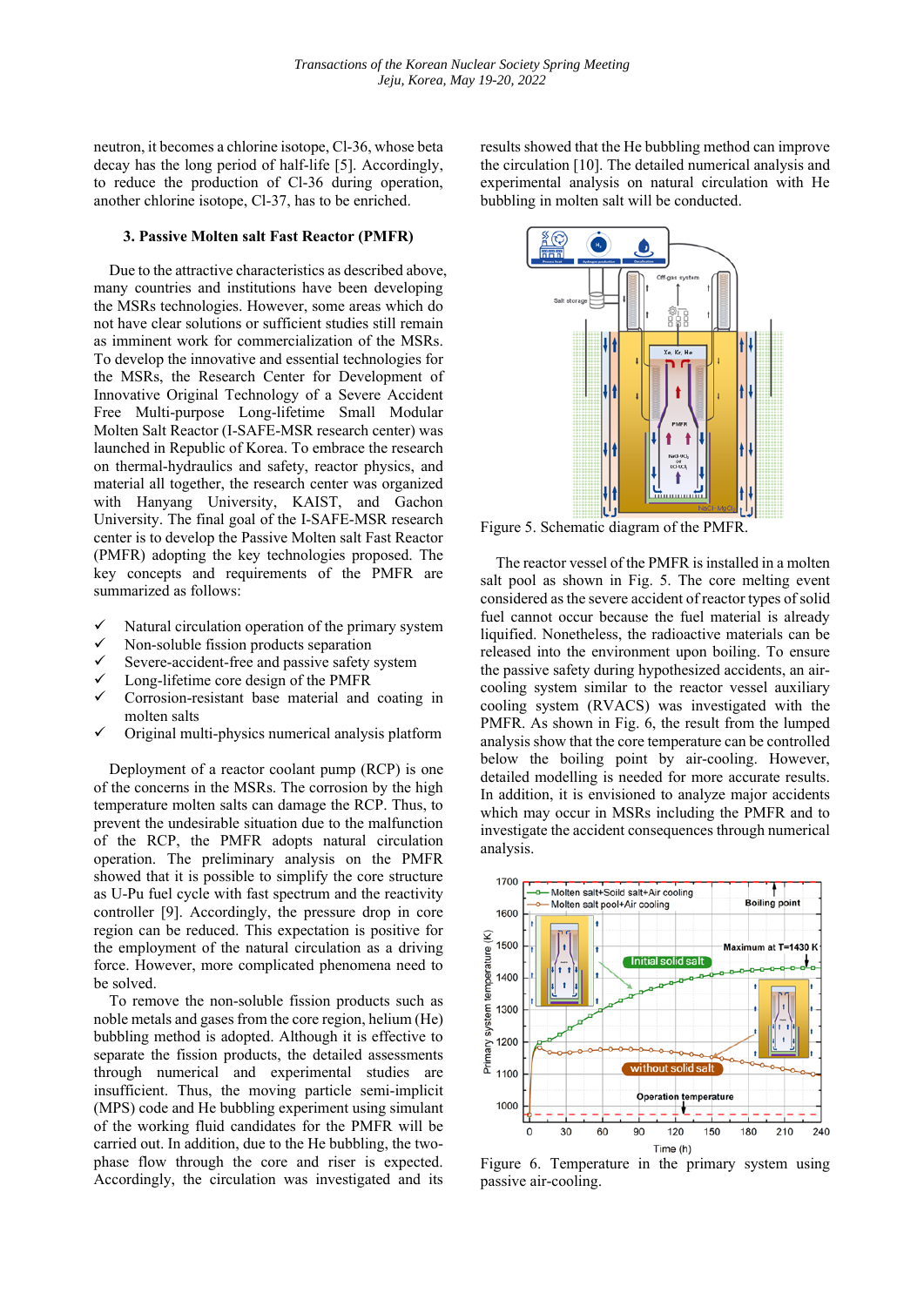neutron, it becomes a chlorine isotope, Cl-36, whose beta decay has the long period of half-life [5]. Accordingly, to reduce the production of Cl-36 during operation, another chlorine isotope, Cl-37, has to be enriched.

### 3. Passive Molten salt Fast Reactor (PMFR)

Due to the attractive characteristics as described above, many countries and institutions have been developing the MSRs technologies. However, some areas which do not have clear solutions or sufficient studies still remain as imminent work for commercialization of the MSRs. To develop the innovative and essential technologies for the MSRs, the Research Center for Development of Innovative Original Technology of a Severe Accident Free Multi-purpose Long-lifetime Small Modular Molten Salt Reactor (I-SAFE-MSR research center) was launched in Republic of Korea. To embrace the research on thermal-hydraulics and safety, reactor physics, and material all together, the research center was organized with Hanyang University, KAIST, and Gachon University. The final goal of the I-SAFE-MSR research center is to develop the Passive Molten salt Fast Reactor (PMFR) adopting the key technologies proposed. The key concepts and requirements of the PMFR are summarized as follows:

- ✓ Natural circulation operation of the primary system
- ✓ Non-soluble fission products separation
- ✓ Severe-accident-free and passive safety system
- ✓ Long-lifetime core design of the PMFR
- ✓ Corrosion-resistant base material and coating in molten salts
- ✓ Original multi-physics numerical analysis platform

Deployment of a reactor coolant pump (RCP) is one of the concerns in the MSRs. The corrosion by the high temperature molten salts can damage the RCP. Thus, to prevent the undesirable situation due to the malfunction of the RCP, the PMFR adopts natural circulation operation. The preliminary analysis on the PMFR showed that it is possible to simplify the core structure as U-Pu fuel cycle with fast spectrum and the reactivity controller [9]. Accordingly, the pressure drop in core region can be reduced. This expectation is positive for the employment of the natural circulation as a driving force. However, more complicated phenomena need to be solved.

To remove the non-soluble fission products such as noble metals and gases from the core region, helium (He) bubbling method is adopted. Although it is effective to separate the fission products, the detailed assessments through numerical and experimental studies are insufficient. Thus, the moving particle semi-implicit (MPS) code and He bubbling experiment using simulant of the working fluid candidates for the PMFR will be carried out. In addition, due to the He bubbling, the two-phase flow through the core and riser is expected. Accordingly, the circulation was investigated and its results showed that the He bubbling method can improve the circulation [10]. The detailed numerical analysis and experimental analysis on natural circulation with He bubbling in molten salt will be conducted.

Figure 5. Schematic diagram of the PMFR.

The reactor vessel of the PMFR is installed in a molten salt pool as shown in Fig. 5. The core melting event considered as the severe accident of reactor types of solid fuel cannot occur because the fuel material is already liquified. Nonetheless, the radioactive materials can be released into the environment upon boiling. To ensure the passive safety during hypothesized accidents, an air-cooling system similar to the reactor vessel auxiliary cooling system (RVACS) was investigated with the PMFR. As shown in Fig. 6, the result from the lumped analysis show that the core temperature can be controlled below the boiling point by air-cooling. However, detailed modelling is needed for more accurate results. In addition, it is envisioned to analyze major accidents which may occur in MSRs including the PMFR and to investigate the accident consequences through numerical analysis.

Figure 6. Temperature in the primary system using passive air-cooling.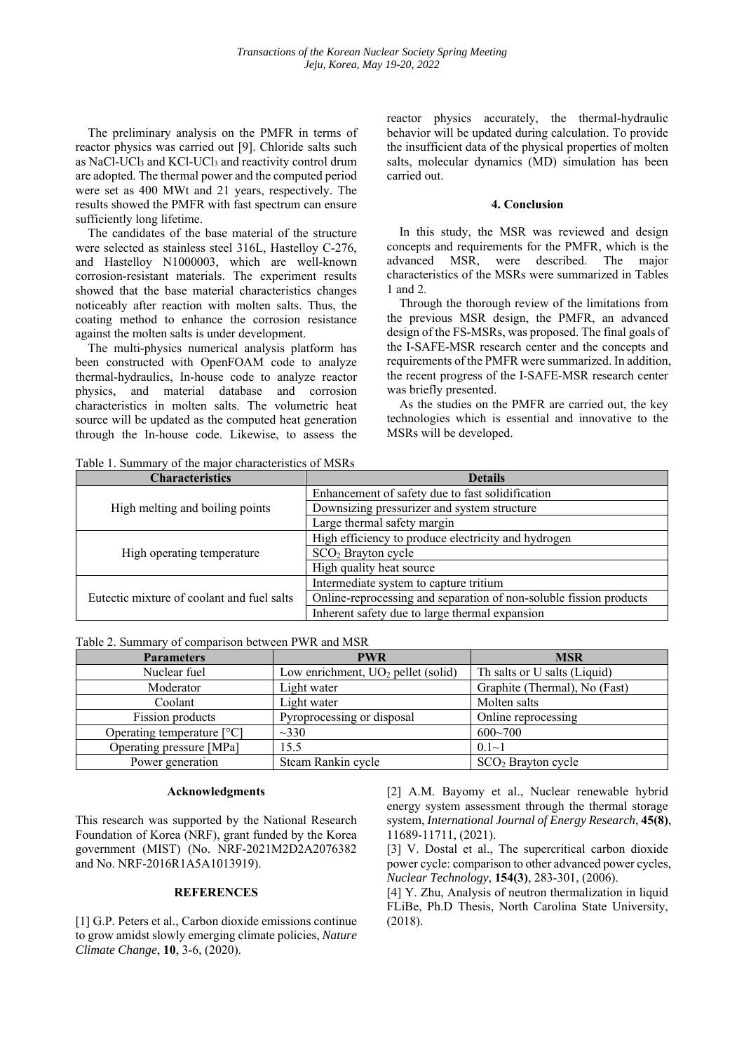The preliminary analysis on the PMFR in terms of reactor physics was carried out [9]. Chloride salts such as NaCl-$UCl_3$ and KCl-$UCl_3$ and reactivity control drum are adopted. The thermal power and the computed period were set as 400 MWt and 21 years, respectively. The results showed the PMFR with fast spectrum can ensure sufficiently long lifetime.

The candidates of the base material of the structure were selected as stainless steel 316L, Hastelloy C-276, and Hastelloy N1000003, which are well-known corrosion-resistant materials. The experiment results showed that the base material characteristics changes noticeably after reaction with molten salts. Thus, the coating method to enhance the corrosion resistance against the molten salts is under development.

The multi-physics numerical analysis platform has been constructed with OpenFOAM code to analyze thermal-hydraulics, In-house code to analyze reactor physics, and material database and corrosion characteristics in molten salts. The volumetric heat source will be updated as the computed heat generation through the In-house code. Likewise, to assess the reactor physics accurately, the thermal-hydraulic behavior will be updated during calculation. To provide the insufficient data of the physical properties of molten salts, molecular dynamics (MD) simulation has been carried out.

## 4. Conclusion

In this study, the MSR was reviewed and design concepts and requirements for the PMFR, which is the advanced MSR, were described. The major characteristics of the MSRs were summarized in Tables 1 and 2.

Through the thorough review of the limitations from the previous MSR design, the PMFR, an advanced design of the FS-MSRs, was proposed. The final goals of the I-SAFE-MSR research center and the concepts and requirements of the PMFR were summarized. In addition, the recent progress of the I-SAFE-MSR research center was briefly presented.

As the studies on the PMFR are carried out, the key technologies which is essential and innovative to the MSRs will be developed.

Table 1. Summary of the major characteristics of MSRs

| Characteristics | Details |
|---|---|
| High melting and boiling points | Enhancement of safety due to fast solidification |
| | Downsizing pressurizer and system structure |
| | Large thermal safety margin |
| High operating temperature | High efficiency to produce electricity and hydrogen |
| | $SCO_2$ Brayton cycle |
| | High quality heat source |
| Eutectic mixture of coolant and fuel salts | Intermediate system to capture tritium |
| | Online-reprocessing and separation of non-soluble fission products |
| | Inherent safety due to large thermal expansion |

Table 2. Summary of comparison between PWR and MSR

| Parameters | PWR | MSR |
|---|---|---|
| Nuclear fuel | Low enrichment, $UO_2$ pellet (solid) | Th salts or U salts (Liquid) |
| Moderator | Light water | Graphite (Thermal), No (Fast) |
| Coolant | Light water | Molten salts |
| Fission products | Pyroprocessing or disposal | Online reprocessing |
| Operating temperature [°C] | ~330 | 600~700 |
| Operating pressure [MPa] | 15.5 | 0.1~1 |
| Power generation | Steam Rankin cycle | $SCO_2$ Brayton cycle |

### Acknowledgments

This research was supported by the National Research Foundation of Korea (NRF), grant funded by the Korea government (MIST) (No. NRF-2021M2D2A2076382 and No. NRF-2016R1A5A1013919).

### REFERENCES

[1] G.P. Peters et al., Carbon dioxide emissions continue to grow amidst slowly emerging climate policies, *Nature Climate Change*, **10**, 3-6, (2020).

[2] A.M. Bayomy et al., Nuclear renewable hybrid energy system assessment through the thermal storage system, *International Journal of Energy Research*, **45(8)**, 11689-11711, (2021).

[3] V. Dostal et al., The supercritical carbon dioxide power cycle: comparison to other advanced power cycles, *Nuclear Technology*, **154(3)**, 283-301, (2006).

[4] Y. Zhu, Analysis of neutron thermalization in liquid FLiBe, Ph.D Thesis, North Carolina State University, (2018).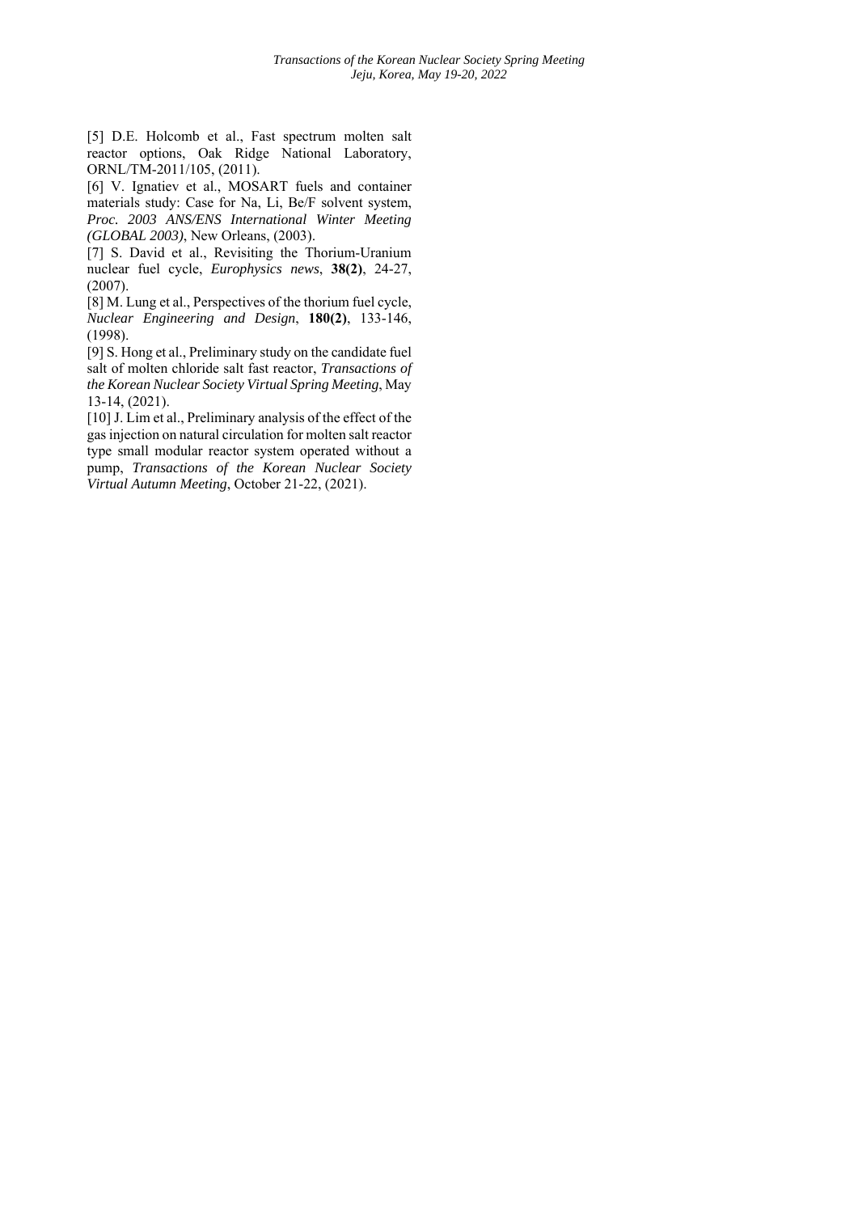[5] D.E. Holcomb et al., Fast spectrum molten salt reactor options, Oak Ridge National Laboratory, ORNL/TM-2011/105, (2011).

[6] V. Ignatiev et al., MOSART fuels and container materials study: Case for Na, Li, Be/F solvent system, *Proc. 2003 ANS/ENS International Winter Meeting (GLOBAL 2003)*, New Orleans, (2003).

[7] S. David et al., Revisiting the Thorium-Uranium nuclear fuel cycle, *Europhysics news*, **38(2)**, 24-27, (2007).

[8] M. Lung et al., Perspectives of the thorium fuel cycle, *Nuclear Engineering and Design*, **180(2)**, 133-146, (1998).

[9] S. Hong et al., Preliminary study on the candidate fuel salt of molten chloride salt fast reactor, *Transactions of the Korean Nuclear Society Virtual Spring Meeting*, May 13-14, (2021).

[10] J. Lim et al., Preliminary analysis of the effect of the gas injection on natural circulation for molten salt reactor type small modular reactor system operated without a pump, *Transactions of the Korean Nuclear Society Virtual Autumn Meeting*, October 21-22, (2021).